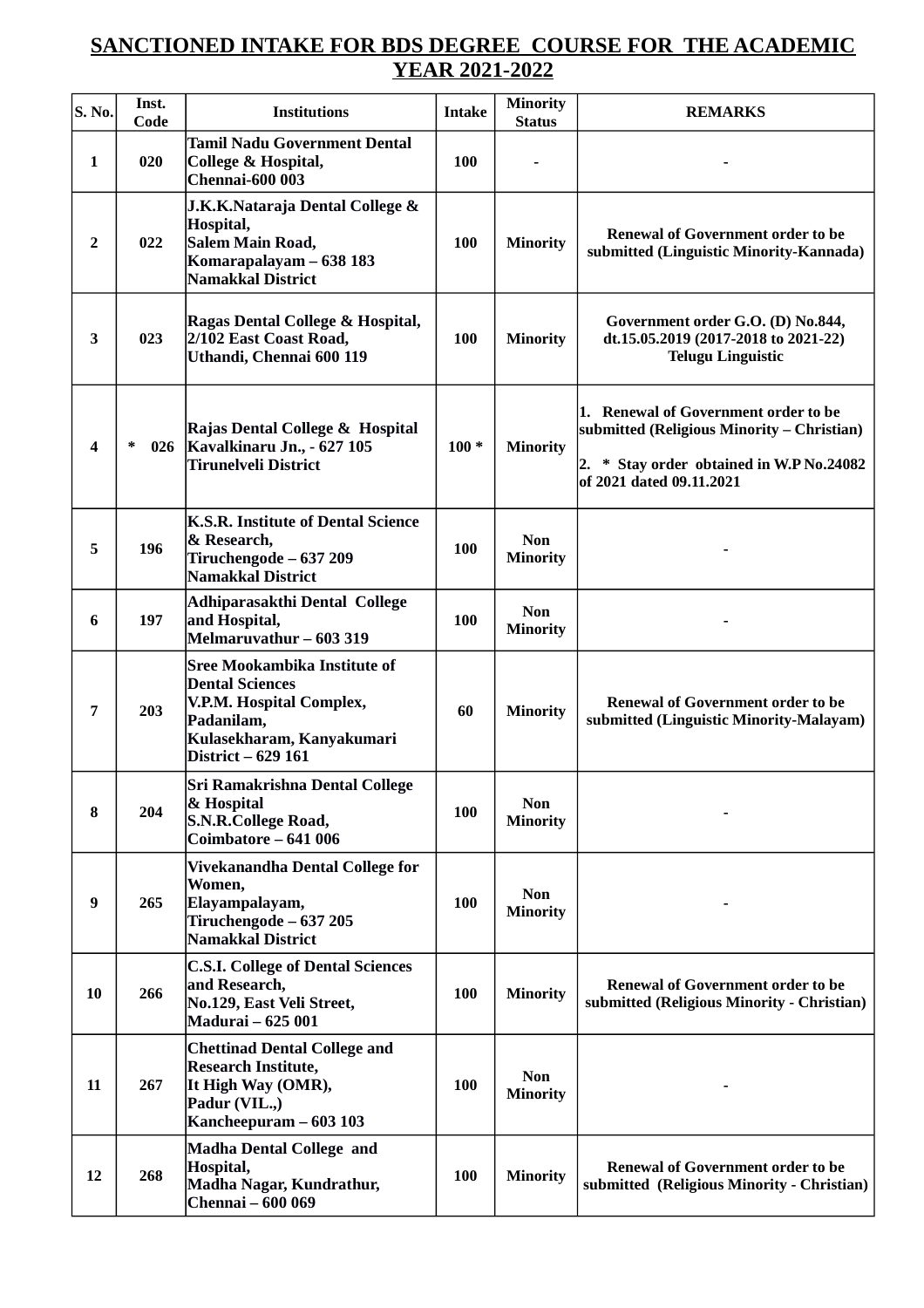# SANCTIONED INTAKE FOR BDS DEGREE COURSE FOR THE ACADEMIC YEAR 2021-2022

| S. No. | Inst. Code | Institutions | Intake | Minority Status | REMARKS |
|---|---|---|---|---|---|
| 1 | 020 | Tamil Nadu Government Dental College & Hospital, Chennai-600 003 | 100 | - | - |
| 2 | 022 | J.K.K.Nataraja Dental College & Hospital, Salem Main Road, Komarapalayam – 638 183 Namakkal District | 100 | Minority | Renewal of Government order to be submitted (Linguistic Minority-Kannada) |
| 3 | 023 | Ragas Dental College & Hospital, 2/102 East Coast Road, Uthandi, Chennai 600 119 | 100 | Minority | Government order G.O. (D) No.844, dt.15.05.2019 (2017-2018 to 2021-22) Telugu Linguistic |
| 4 | * 026 | Rajas Dental College & Hospital Kavalkinaru Jn., - 627 105 Tirunelveli District | 100 * | Minority | 1. Renewal of Government order to be submitted (Religious Minority – Christian)<br>2. * Stay order obtained in W.P No.24082 of 2021 dated 09.11.2021 |
| 5 | 196 | K.S.R. Institute of Dental Science & Research, Tiruchengode – 637 209 Namakkal District | 100 | Non Minority | - |
| 6 | 197 | Adhiparasakthi Dental College and Hospital, Melmaruvathur – 603 319 | 100 | Non Minority | - |
| 7 | 203 | Sree Mookambika Institute of Dental Sciences V.P.M. Hospital Complex, Padanilam, Kulasekharam, Kanyakumari District – 629 161 | 60 | Minority | Renewal of Government order to be submitted (Linguistic Minority-Malayam) |
| 8 | 204 | Sri Ramakrishna Dental College & Hospital S.N.R.College Road, Coimbatore – 641 006 | 100 | Non Minority | - |
| 9 | 265 | Vivekanandha Dental College for Women, Elayampalayam, Tiruchengode – 637 205 Namakkal District | 100 | Non Minority | - |
| 10 | 266 | C.S.I. College of Dental Sciences and Research, No.129, East Veli Street, Madurai – 625 001 | 100 | Minority | Renewal of Government order to be submitted (Religious Minority - Christian) |
| 11 | 267 | Chettinad Dental College and Research Institute, It High Way (OMR), Padur (VIL.,) Kancheepuram – 603 103 | 100 | Non Minority | - |
| 12 | 268 | Madha Dental College and Hospital, Madha Nagar, Kundrathur, Chennai – 600 069 | 100 | Minority | Renewal of Government order to be submitted (Religious Minority - Christian) |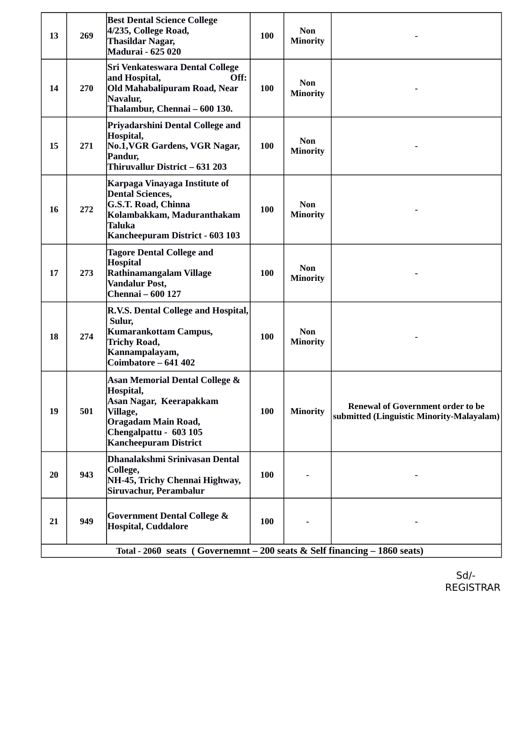| | | | | | |
|---|---|---|---|---|---|
| 13 | 269 | **Best Dental Science College** 4/235, College Road, Thasildar Nagar, Madurai - 625 020 | 100 | Non Minority | - |
| 14 | 270 | **Sri Venkateswara Dental College and Hospital,** Off: Old Mahabalipuram Road, Near Navalur, Thalambur, Chennai – 600 130. | 100 | Non Minority | - |
| 15 | 271 | **Priyadarshini Dental College and Hospital,** No.1,VGR Gardens, VGR Nagar, Pandur, Thiruvallur District – 631 203 | 100 | Non Minority | - |
| 16 | 272 | **Karpaga Vinayaga Institute of Dental Sciences,** G.S.T. Road, Chinna Kolambakkam, Maduranthakam Taluka Kancheepuram District - 603 103 | 100 | Non Minority | - |
| 17 | 273 | **Tagore Dental College and Hospital** Rathinamangalam Village Vandalur Post, Chennai – 600 127 | 100 | Non Minority | - |
| 18 | 274 | **R.V.S. Dental College and Hospital,** Sulur, Kumarankottam Campus, Trichy Road, Kannampalayam, Coimbatore – 641 402 | 100 | Non Minority | - |
| 19 | 501 | **Asan Memorial Dental College & Hospital,** Asan Nagar, Keerapakkam Village, Oragadam Main Road, Chengalpattu - 603 105 Kancheepuram District | 100 | Minority | Renewal of Government order to be submitted (Linguistic Minority-Malayalam) |
| 20 | 943 | **Dhanalakshmi Srinivasan Dental College,** NH-45, Trichy Chennai Highway, Siruvachur, Perambalur | 100 | - | - |
| 21 | 949 | **Government Dental College & Hospital, Cuddalore** | 100 | - | - |
| Total - 2060 seats ( Governemnt – 200 seats & Self financing – 1860 seats) | | | | | |

Sd/-
REGISTRAR